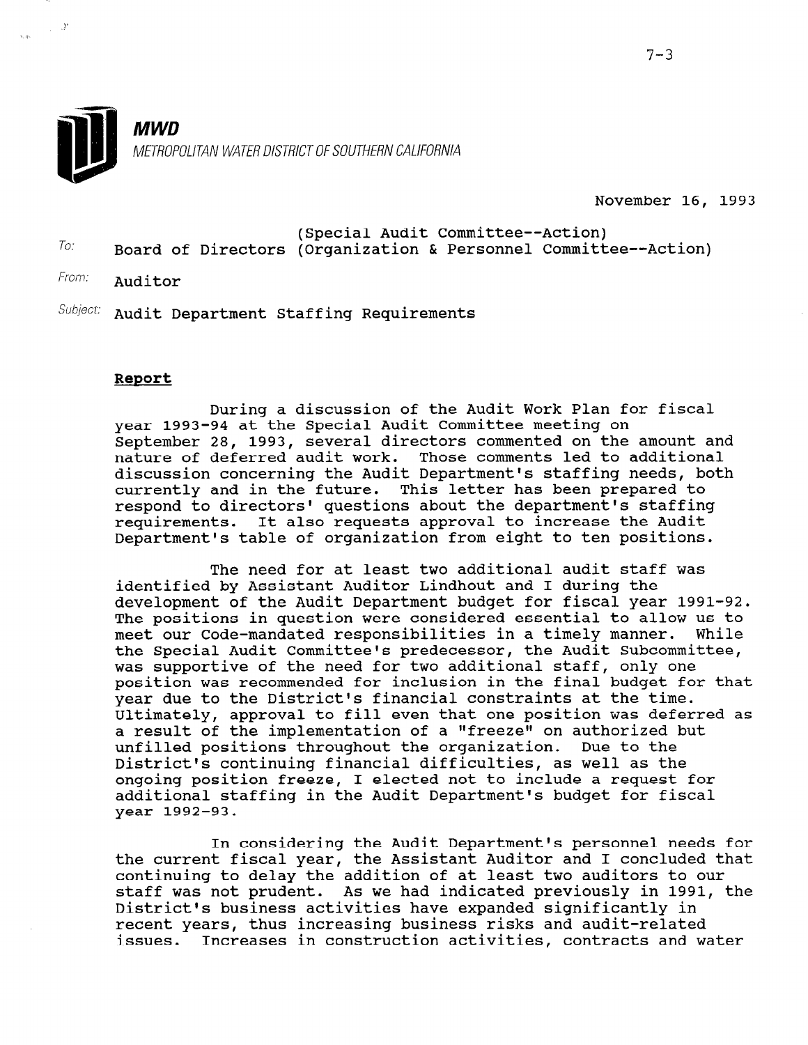**MWD**

METROPOLITAN WATER DISTRICT OF SOUTHERN CALIFORNIA

November 16, 1993

To: Board of Directors (Special Audit Committee--Action) (Organization & Personnel Committee--Action)

From: Auditor

Subject: Audit Department Staffing Requirements

**Report**

During a discussion of the Audit Work Plan for fiscal year 1993-94 at the Special Audit Committee meeting on September 28, 1993, several directors commented on the amount and nature of deferred audit work. Those comments led to additional discussion concerning the Audit Department's staffing needs, both currently and in the future. This letter has been prepared to respond to directors' questions about the department's staffing requirements. It also requests approval to increase the Audit Department's table of organization from eight to ten positions.

The need for at least two additional audit staff was identified by Assistant Auditor Lindhout and I during the development of the Audit Department budget for fiscal year 1991-92. The positions in question were considered essential to allow us to meet our Code-mandated responsibilities in a timely manner. While the Special Audit Committee's predecessor, the Audit Subcommittee, was supportive of the need for two additional staff, only one position was recommended for inclusion in the final budget for that year due to the District's financial constraints at the time. Ultimately, approval to fill even that one position was deferred as a result of the implementation of a "freeze" on authorized but unfilled positions throughout the organization. Due to the District's continuing financial difficulties, as well as the ongoing position freeze, I elected not to include a request for additional staffing in the Audit Department's budget for fiscal year 1992-93.

In considering the Audit Department's personnel needs for the current fiscal year, the Assistant Auditor and I concluded that continuing to delay the addition of at least two auditors to our staff was not prudent. As we had indicated previously in 1991, the District's business activities have expanded significantly in recent years, thus increasing business risks and audit-related issues. Increases in construction activities, contracts and water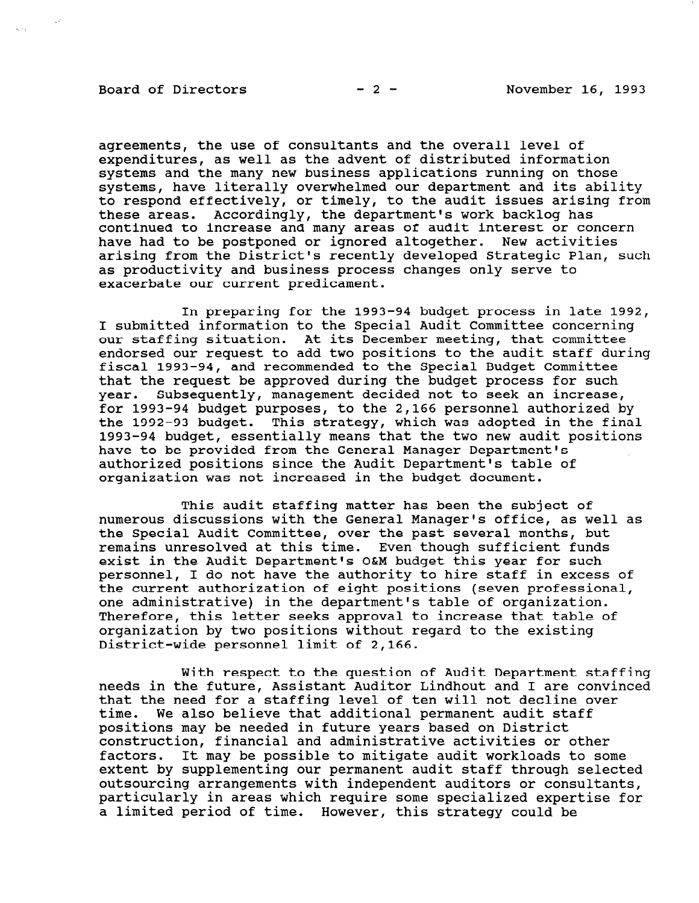agreements, the use of consultants and the overall level of expenditures, as well as the advent of distributed information systems and the many new business applications running on those systems, have literally overwhelmed our department and its ability to respond effectively, or timely, to the audit issues arising from these areas. Accordingly, the department's work backlog has continued to increase and many areas of audit interest or concern have had to be postponed or ignored altogether. New activities arising from the District's recently developed Strategic Plan, such as productivity and business process changes only serve to exacerbate our current predicament.

In preparing for the 1993-94 budget process in late 1992, I submitted information to the Special Audit Committee concerning our staffing situation. At its December meeting, that committee endorsed our request to add two positions to the audit staff during fiscal 1993-94, and recommended to the Special Budget Committee that the request be approved during the budget process for such year. Subsequently, management decided not to seek an increase, for 1993-94 budget purposes, to the 2,166 personnel authorized by the 1992-93 budget. This strategy, which was adopted in the final 1993-94 budget, essentially means that the two new audit positions have to be provided from the General Manager Department's authorized positions since the Audit Department's table of organization was not increased in the budget document.

This audit staffing matter has been the subject of numerous discussions with the General Manager's office, as well as the Special Audit Committee, over the past several months, but remains unresolved at this time. Even though sufficient funds exist in the Audit Department's O&M budget this year for such personnel, I do not have the authority to hire staff in excess of the current authorization of eight positions (seven professional, one administrative) in the department's table of organization. Therefore, this letter seeks approval to increase that table of organization by two positions without regard to the existing District-wide personnel limit of 2,166.

With respect to the question of Audit Department staffing needs in the future, Assistant Auditor Lindhout and I are convinced that the need for a staffing level of ten will not decline over time. We also believe that additional permanent audit staff positions may be needed in future years based on District construction, financial and administrative activities or other factors. It may be possible to mitigate audit workloads to some extent by supplementing our permanent audit staff through selected outsourcing arrangements with independent auditors or consultants, particularly in areas which require some specialized expertise for a limited period of time. However, this strategy could be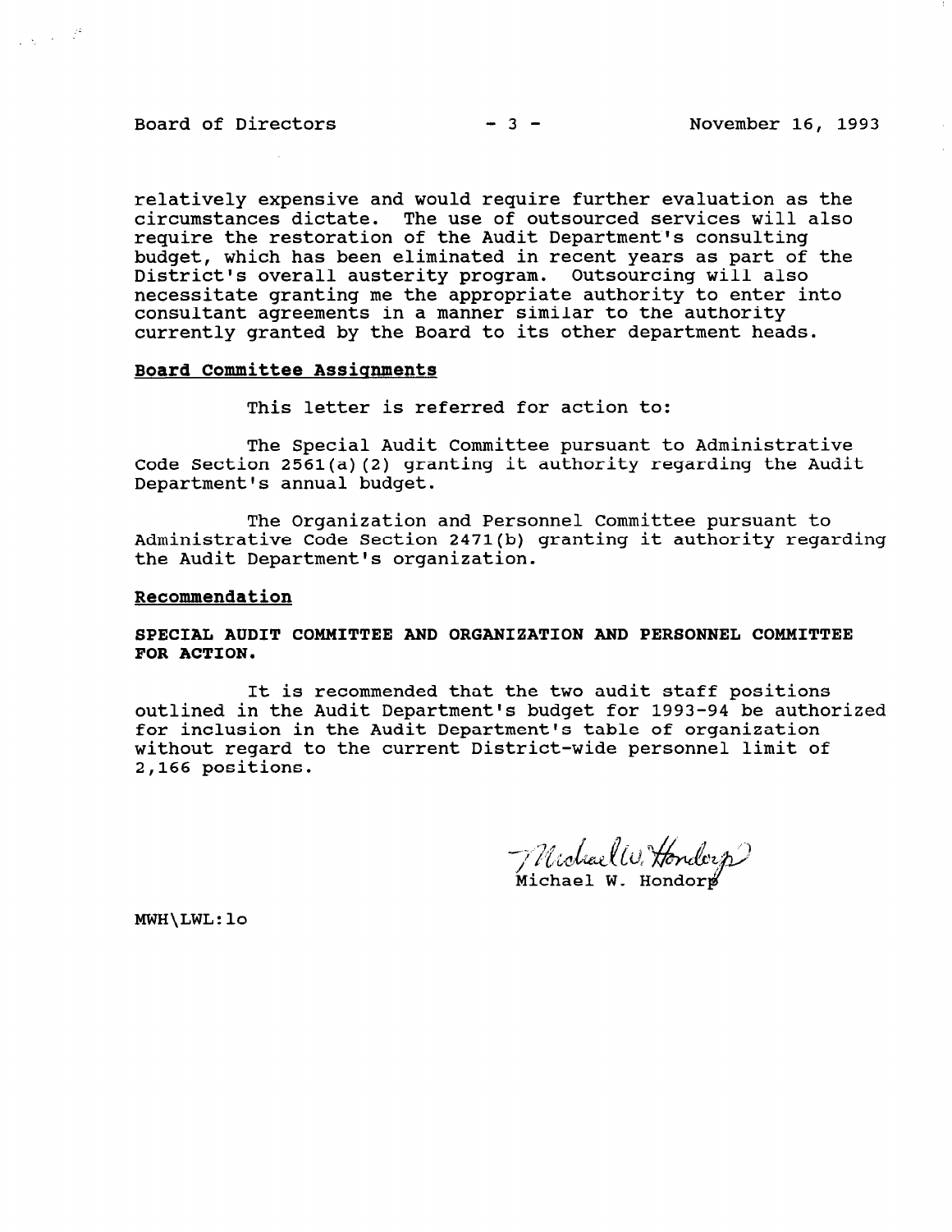relatively expensive and would require further evaluation as the circumstances dictate. The use of outsourced services will also require the restoration of the Audit Department's consulting budget, which has been eliminated in recent years as part of the District's overall austerity program. Outsourcing will also necessitate granting me the appropriate authority to enter into consultant agreements in a manner similar to the authority currently granted by the Board to its other department heads.

**Board Committee Assignments**

This letter is referred for action to:

The Special Audit Committee pursuant to Administrative Code Section 2561(a)(2) granting it authority regarding the Audit Department's annual budget.

The Organization and Personnel Committee pursuant to Administrative Code Section 2471(b) granting it authority regarding the Audit Department's organization.

**Recommendation**

**SPECIAL AUDIT COMMITTEE AND ORGANIZATION AND PERSONNEL COMMITTEE FOR ACTION.**

It is recommended that the two audit staff positions outlined in the Audit Department's budget for 1993-94 be authorized for inclusion in the Audit Department's table of organization without regard to the current District-wide personnel limit of 2,166 positions.

Michael W. Hondorp

MWH\LWL:lo